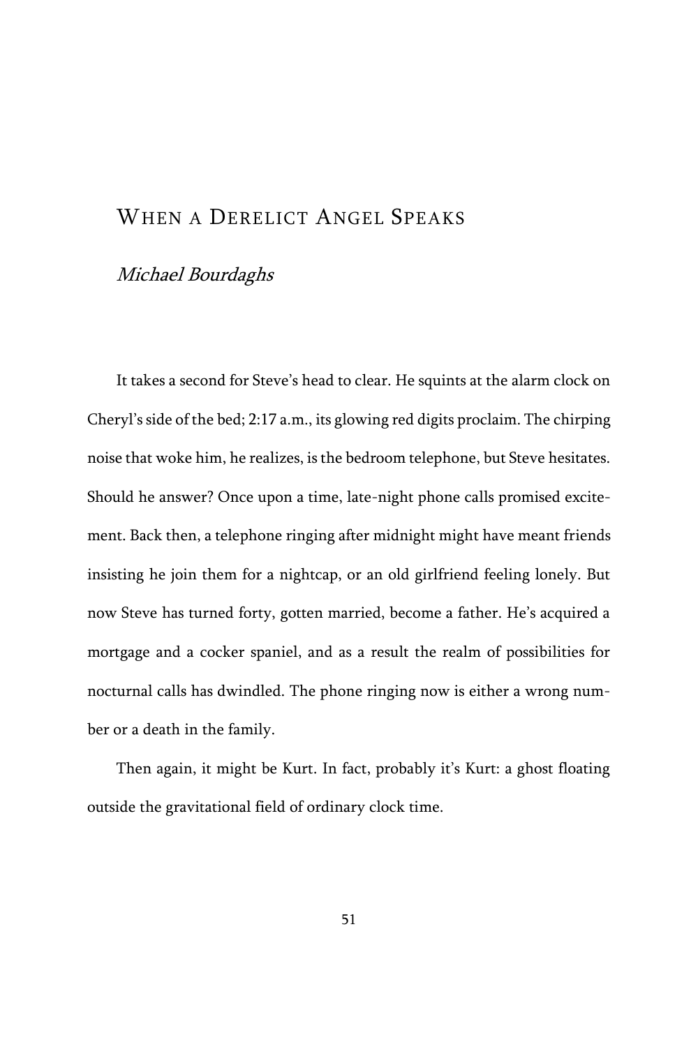# When a Derelict Angel Speaks

*Michael Bourdaghs*

It takes a second for Steve's head to clear. He squints at the alarm clock on Cheryl's side of the bed; 2:17 a.m., its glowing red digits proclaim. The chirping noise that woke him, he realizes, is the bedroom telephone, but Steve hesitates. Should he answer? Once upon a time, late-night phone calls promised excitement. Back then, a telephone ringing after midnight might have meant friends insisting he join them for a nightcap, or an old girlfriend feeling lonely. But now Steve has turned forty, gotten married, become a father. He's acquired a mortgage and a cocker spaniel, and as a result the realm of possibilities for nocturnal calls has dwindled. The phone ringing now is either a wrong number or a death in the family.

Then again, it might be Kurt. In fact, probably it's Kurt: a ghost floating outside the gravitational field of ordinary clock time.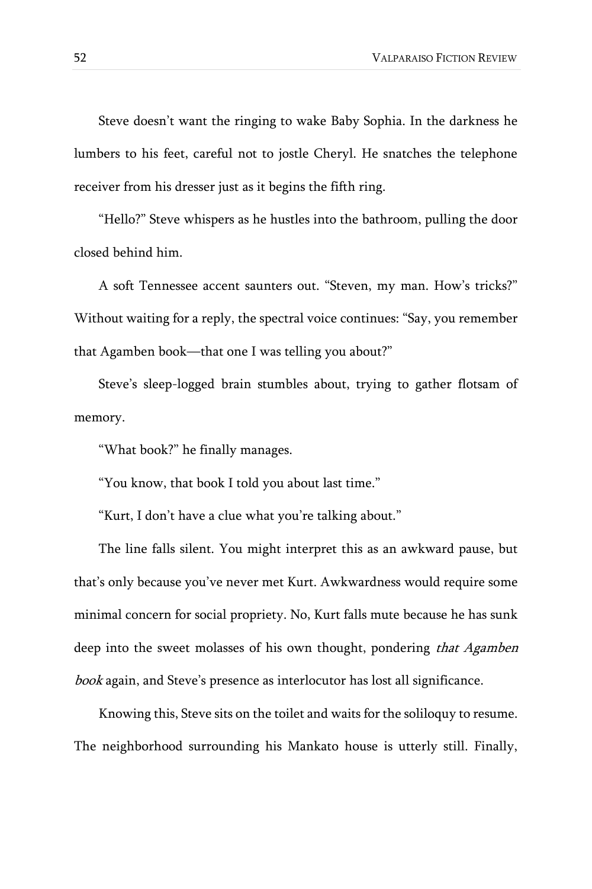Steve doesn't want the ringing to wake Baby Sophia. In the darkness he lumbers to his feet, careful not to jostle Cheryl. He snatches the telephone receiver from his dresser just as it begins the fifth ring.

"Hello?" Steve whispers as he hustles into the bathroom, pulling the door closed behind him.

A soft Tennessee accent saunters out. "Steven, my man. How's tricks?" Without waiting for a reply, the spectral voice continues: "Say, you remember that Agamben book—that one I was telling you about?"

Steve's sleep-logged brain stumbles about, trying to gather flotsam of memory.

"What book?" he finally manages.

"You know, that book I told you about last time."

"Kurt, I don't have a clue what you're talking about."

The line falls silent. You might interpret this as an awkward pause, but that's only because you've never met Kurt. Awkwardness would require some minimal concern for social propriety. No, Kurt falls mute because he has sunk deep into the sweet molasses of his own thought, pondering *that Agamben book* again, and Steve's presence as interlocutor has lost all significance.

Knowing this, Steve sits on the toilet and waits for the soliloquy to resume. The neighborhood surrounding his Mankato house is utterly still. Finally,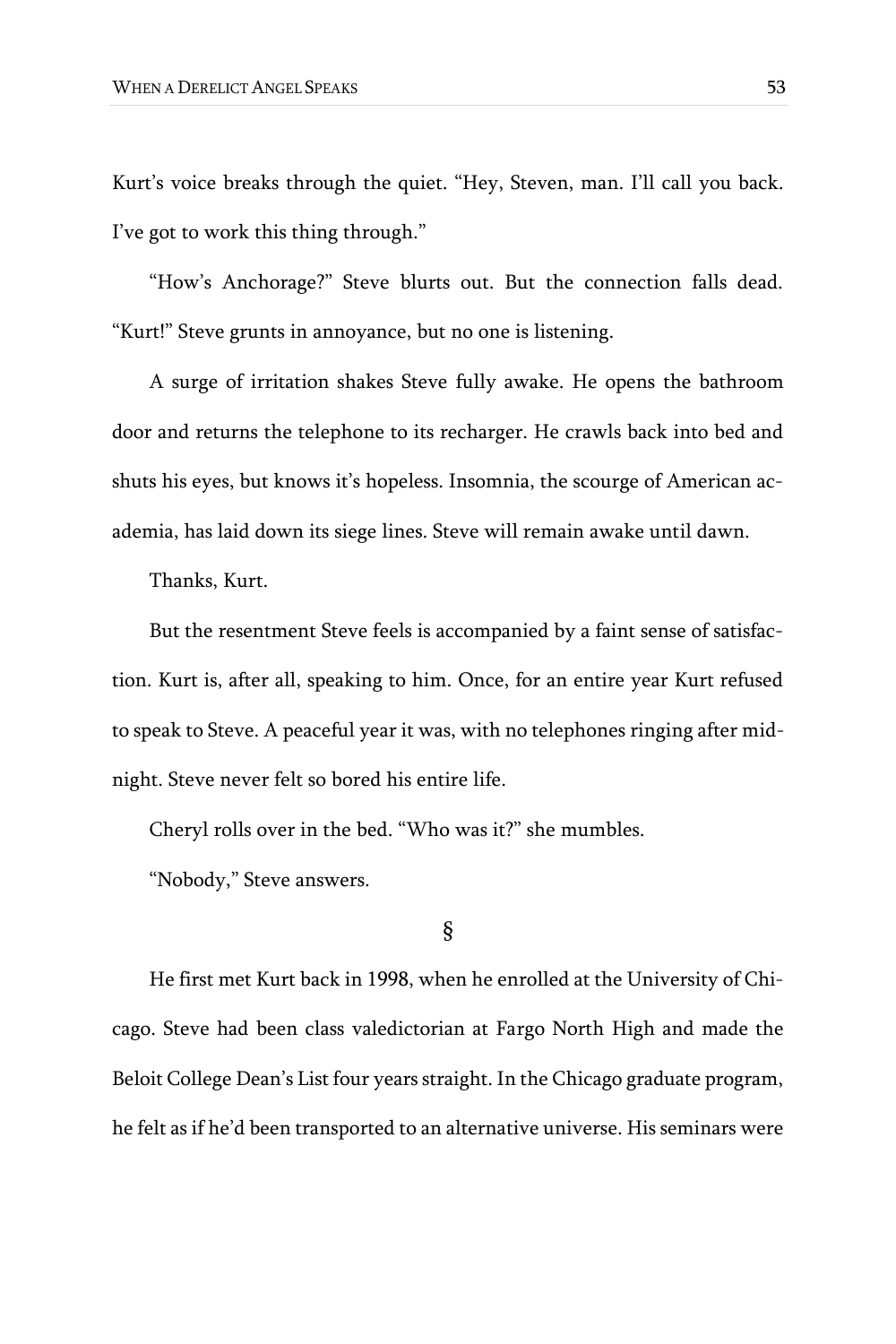Kurt's voice breaks through the quiet. "Hey, Steven, man. I'll call you back. I've got to work this thing through."

"How's Anchorage?" Steve blurts out. But the connection falls dead. "Kurt!" Steve grunts in annoyance, but no one is listening.

A surge of irritation shakes Steve fully awake. He opens the bathroom door and returns the telephone to its recharger. He crawls back into bed and shuts his eyes, but knows it's hopeless. Insomnia, the scourge of American academia, has laid down its siege lines. Steve will remain awake until dawn.

Thanks, Kurt.

But the resentment Steve feels is accompanied by a faint sense of satisfaction. Kurt is, after all, speaking to him. Once, for an entire year Kurt refused to speak to Steve. A peaceful year it was, with no telephones ringing after midnight. Steve never felt so bored his entire life.

Cheryl rolls over in the bed. "Who was it?" she mumbles.

"Nobody," Steve answers.

§

He first met Kurt back in 1998, when he enrolled at the University of Chicago. Steve had been class valedictorian at Fargo North High and made the Beloit College Dean's List four years straight. In the Chicago graduate program, he felt as if he'd been transported to an alternative universe. His seminars were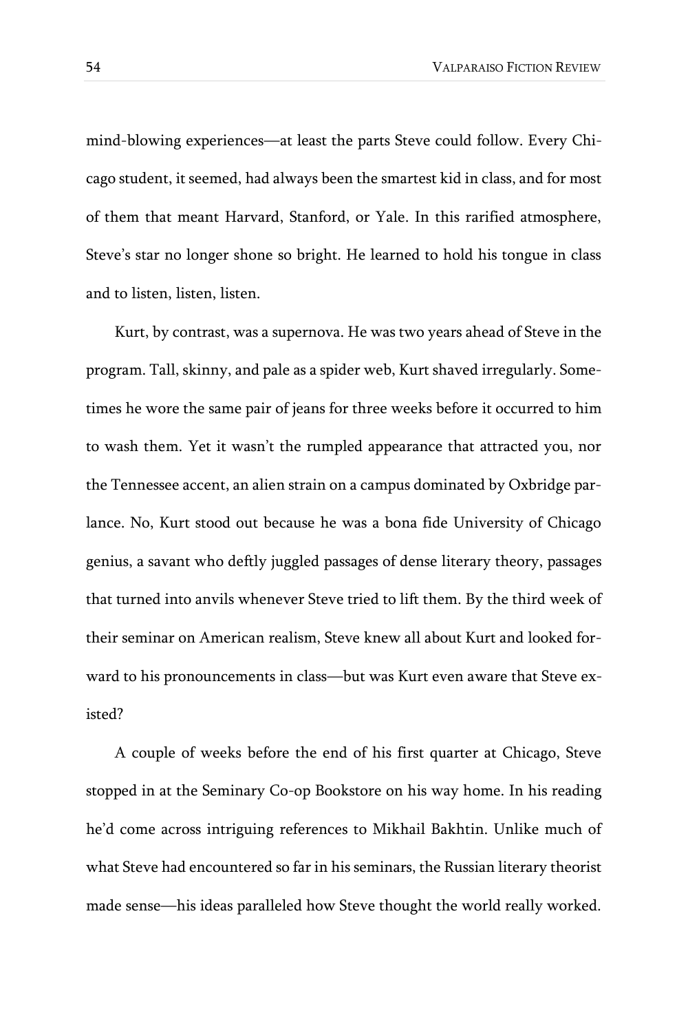mind-blowing experiences—at least the parts Steve could follow. Every Chicago student, it seemed, had always been the smartest kid in class, and for most of them that meant Harvard, Stanford, or Yale. In this rarified atmosphere, Steve's star no longer shone so bright. He learned to hold his tongue in class and to listen, listen, listen.

Kurt, by contrast, was a supernova. He was two years ahead of Steve in the program. Tall, skinny, and pale as a spider web, Kurt shaved irregularly. Sometimes he wore the same pair of jeans for three weeks before it occurred to him to wash them. Yet it wasn't the rumpled appearance that attracted you, nor the Tennessee accent, an alien strain on a campus dominated by Oxbridge parlance. No, Kurt stood out because he was a bona fide University of Chicago genius, a savant who deftly juggled passages of dense literary theory, passages that turned into anvils whenever Steve tried to lift them. By the third week of their seminar on American realism, Steve knew all about Kurt and looked forward to his pronouncements in class—but was Kurt even aware that Steve existed?

A couple of weeks before the end of his first quarter at Chicago, Steve stopped in at the Seminary Co-op Bookstore on his way home. In his reading he'd come across intriguing references to Mikhail Bakhtin. Unlike much of what Steve had encountered so far in his seminars, the Russian literary theorist made sense—his ideas paralleled how Steve thought the world really worked.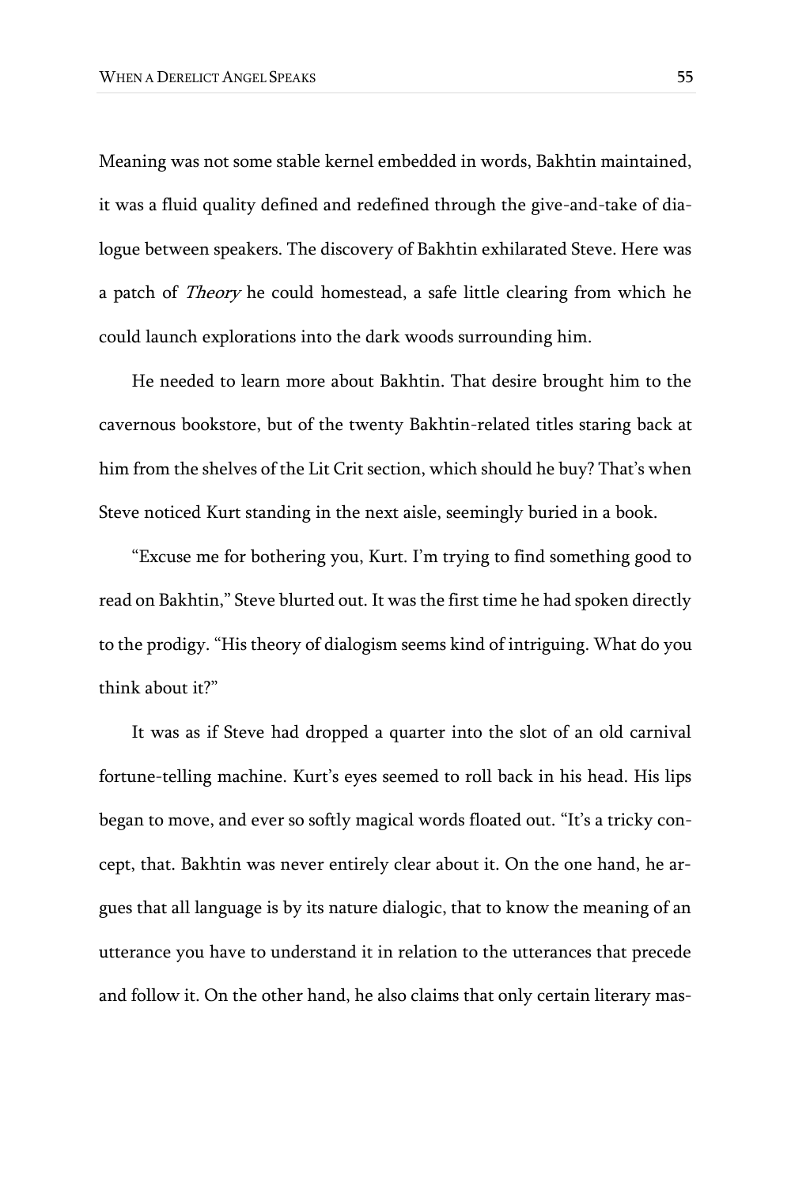Meaning was not some stable kernel embedded in words, Bakhtin maintained, it was a fluid quality defined and redefined through the give-and-take of dialogue between speakers. The discovery of Bakhtin exhilarated Steve. Here was a patch of *Theory* he could homestead, a safe little clearing from which he could launch explorations into the dark woods surrounding him.

He needed to learn more about Bakhtin. That desire brought him to the cavernous bookstore, but of the twenty Bakhtin-related titles staring back at him from the shelves of the Lit Crit section, which should he buy? That's when Steve noticed Kurt standing in the next aisle, seemingly buried in a book.

"Excuse me for bothering you, Kurt. I'm trying to find something good to read on Bakhtin," Steve blurted out. It was the first time he had spoken directly to the prodigy. "His theory of dialogism seems kind of intriguing. What do you think about it?"

It was as if Steve had dropped a quarter into the slot of an old carnival fortune-telling machine. Kurt's eyes seemed to roll back in his head. His lips began to move, and ever so softly magical words floated out. "It's a tricky concept, that. Bakhtin was never entirely clear about it. On the one hand, he argues that all language is by its nature dialogic, that to know the meaning of an utterance you have to understand it in relation to the utterances that precede and follow it. On the other hand, he also claims that only certain literary mas-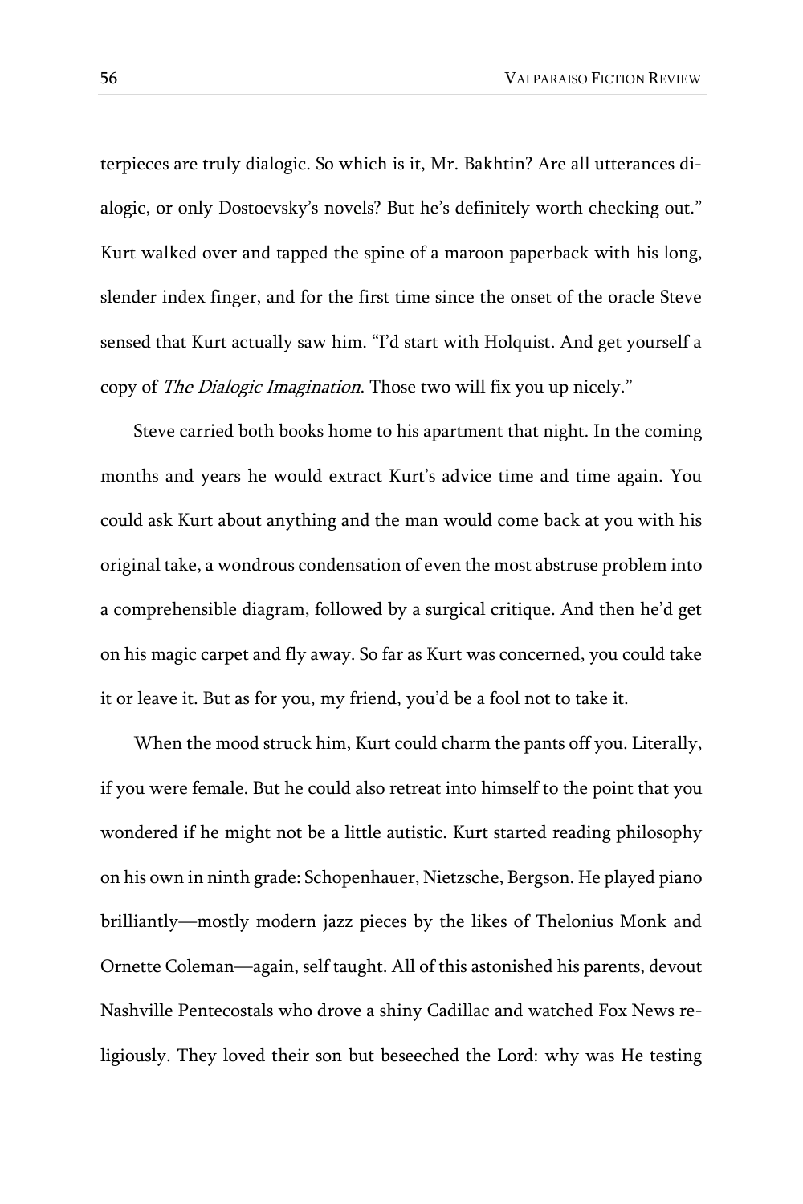terpieces are truly dialogic. So which is it, Mr. Bakhtin? Are all utterances dialogic, or only Dostoevsky's novels? But he's definitely worth checking out." Kurt walked over and tapped the spine of a maroon paperback with his long, slender index finger, and for the first time since the onset of the oracle Steve sensed that Kurt actually saw him. "I'd start with Holquist. And get yourself a copy of *The Dialogic Imagination*. Those two will fix you up nicely."

Steve carried both books home to his apartment that night. In the coming months and years he would extract Kurt's advice time and time again. You could ask Kurt about anything and the man would come back at you with his original take, a wondrous condensation of even the most abstruse problem into a comprehensible diagram, followed by a surgical critique. And then he'd get on his magic carpet and fly away. So far as Kurt was concerned, you could take it or leave it. But as for you, my friend, you'd be a fool not to take it.

When the mood struck him, Kurt could charm the pants off you. Literally, if you were female. But he could also retreat into himself to the point that you wondered if he might not be a little autistic. Kurt started reading philosophy on his own in ninth grade: Schopenhauer, Nietzsche, Bergson. He played piano brilliantly—mostly modern jazz pieces by the likes of Thelonius Monk and Ornette Coleman—again, self taught. All of this astonished his parents, devout Nashville Pentecostals who drove a shiny Cadillac and watched Fox News religiously. They loved their son but beseeched the Lord: why was He testing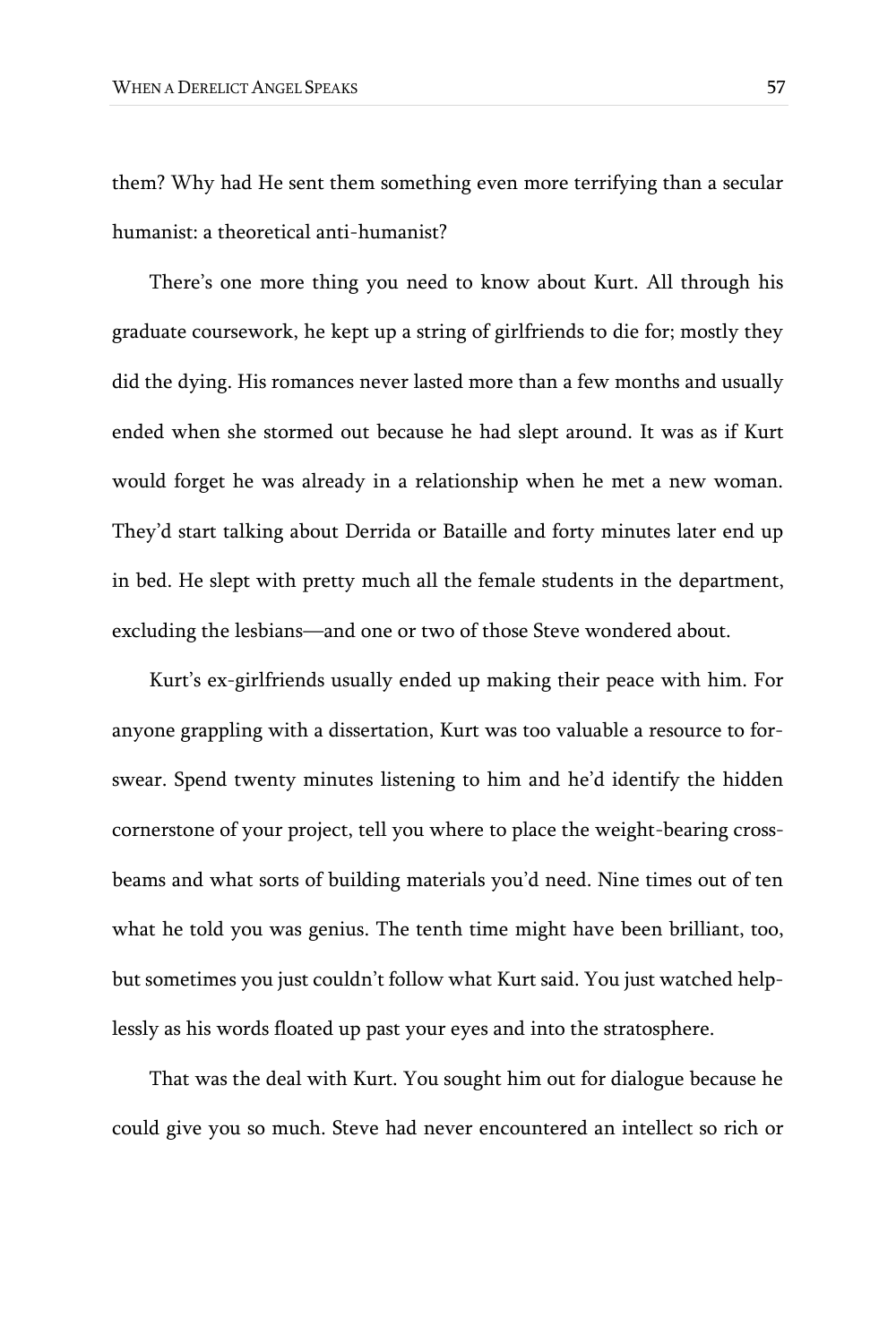them? Why had He sent them something even more terrifying than a secular humanist: a theoretical anti-humanist?

There's one more thing you need to know about Kurt. All through his graduate coursework, he kept up a string of girlfriends to die for; mostly they did the dying. His romances never lasted more than a few months and usually ended when she stormed out because he had slept around. It was as if Kurt would forget he was already in a relationship when he met a new woman. They'd start talking about Derrida or Bataille and forty minutes later end up in bed. He slept with pretty much all the female students in the department, excluding the lesbians—and one or two of those Steve wondered about.

Kurt's ex-girlfriends usually ended up making their peace with him. For anyone grappling with a dissertation, Kurt was too valuable a resource to forswear. Spend twenty minutes listening to him and he'd identify the hidden cornerstone of your project, tell you where to place the weight-bearing crossbeams and what sorts of building materials you'd need. Nine times out of ten what he told you was genius. The tenth time might have been brilliant, too, but sometimes you just couldn't follow what Kurt said. You just watched helplessly as his words floated up past your eyes and into the stratosphere.

That was the deal with Kurt. You sought him out for dialogue because he could give you so much. Steve had never encountered an intellect so rich or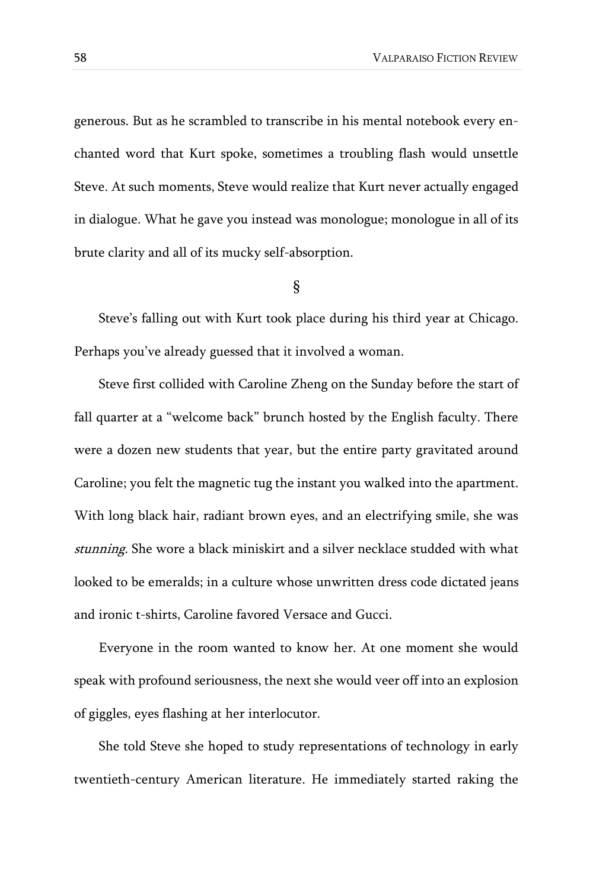generous. But as he scrambled to transcribe in his mental notebook every enchanted word that Kurt spoke, sometimes a troubling flash would unsettle Steve. At such moments, Steve would realize that Kurt never actually engaged in dialogue. What he gave you instead was monologue; monologue in all of its brute clarity and all of its mucky self-absorption.

§

Steve's falling out with Kurt took place during his third year at Chicago. Perhaps you've already guessed that it involved a woman.

Steve first collided with Caroline Zheng on the Sunday before the start of fall quarter at a "welcome back" brunch hosted by the English faculty. There were a dozen new students that year, but the entire party gravitated around Caroline; you felt the magnetic tug the instant you walked into the apartment. With long black hair, radiant brown eyes, and an electrifying smile, she was *stunning*. She wore a black miniskirt and a silver necklace studded with what looked to be emeralds; in a culture whose unwritten dress code dictated jeans and ironic t-shirts, Caroline favored Versace and Gucci.

Everyone in the room wanted to know her. At one moment she would speak with profound seriousness, the next she would veer off into an explosion of giggles, eyes flashing at her interlocutor.

She told Steve she hoped to study representations of technology in early twentieth-century American literature. He immediately started raking the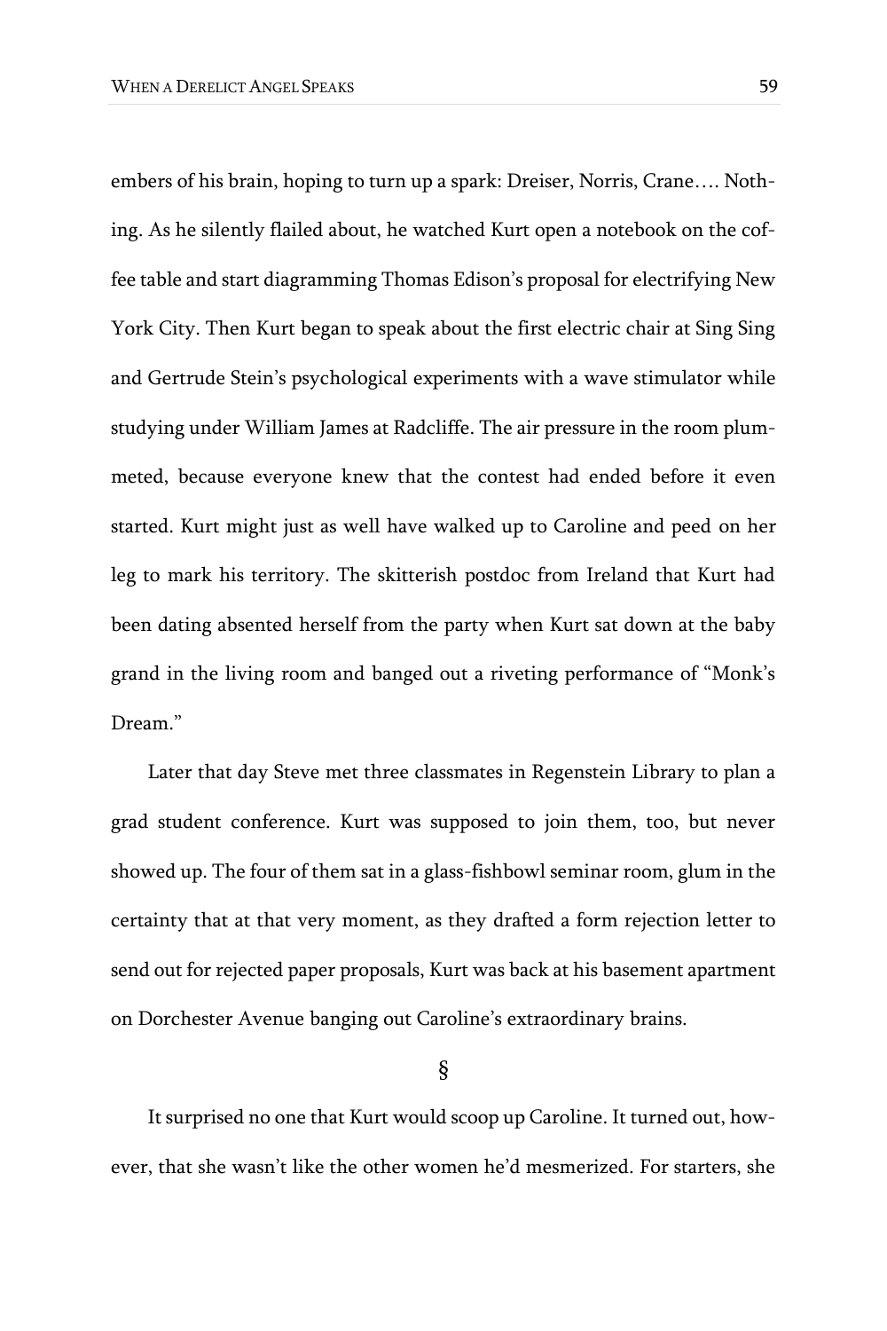embers of his brain, hoping to turn up a spark: Dreiser, Norris, Crane…. Nothing. As he silently flailed about, he watched Kurt open a notebook on the coffee table and start diagramming Thomas Edison's proposal for electrifying New York City. Then Kurt began to speak about the first electric chair at Sing Sing and Gertrude Stein's psychological experiments with a wave stimulator while studying under William James at Radcliffe. The air pressure in the room plummeted, because everyone knew that the contest had ended before it even started. Kurt might just as well have walked up to Caroline and peed on her leg to mark his territory. The skitterish postdoc from Ireland that Kurt had been dating absented herself from the party when Kurt sat down at the baby grand in the living room and banged out a riveting performance of "Monk's Dream."

Later that day Steve met three classmates in Regenstein Library to plan a grad student conference. Kurt was supposed to join them, too, but never showed up. The four of them sat in a glass-fishbowl seminar room, glum in the certainty that at that very moment, as they drafted a form rejection letter to send out for rejected paper proposals, Kurt was back at his basement apartment on Dorchester Avenue banging out Caroline's extraordinary brains.

§

It surprised no one that Kurt would scoop up Caroline. It turned out, however, that she wasn't like the other women he'd mesmerized. For starters, she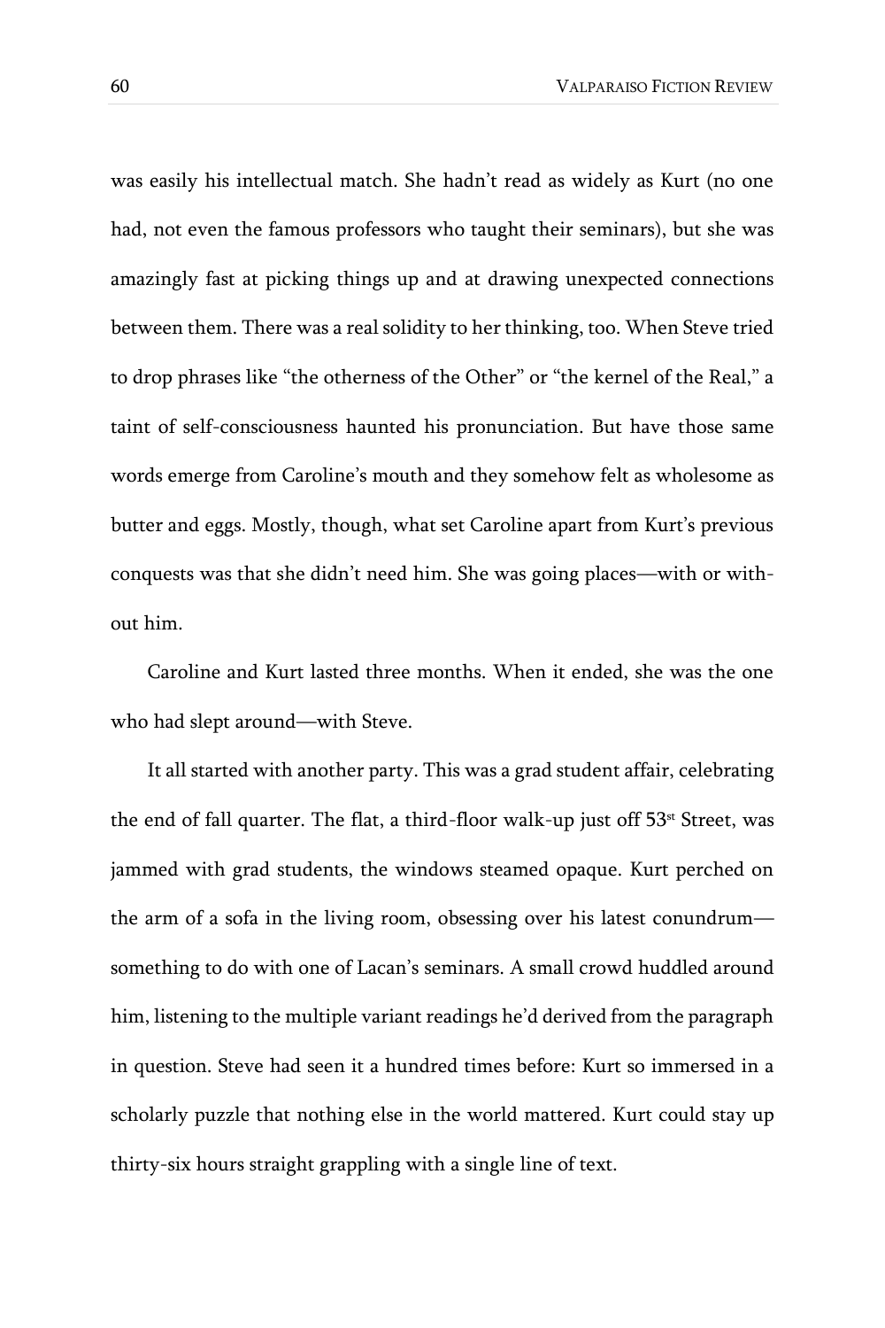was easily his intellectual match. She hadn't read as widely as Kurt (no one had, not even the famous professors who taught their seminars), but she was amazingly fast at picking things up and at drawing unexpected connections between them. There was a real solidity to her thinking, too. When Steve tried to drop phrases like "the otherness of the Other" or "the kernel of the Real," a taint of self-consciousness haunted his pronunciation. But have those same words emerge from Caroline's mouth and they somehow felt as wholesome as butter and eggs. Mostly, though, what set Caroline apart from Kurt's previous conquests was that she didn't need him. She was going places—with or without him.

Caroline and Kurt lasted three months. When it ended, she was the one who had slept around—with Steve.

It all started with another party. This was a grad student affair, celebrating the end of fall quarter. The flat, a third-floor walk-up just off 53st Street, was jammed with grad students, the windows steamed opaque. Kurt perched on the arm of a sofa in the living room, obsessing over his latest conundrum—something to do with one of Lacan's seminars. A small crowd huddled around him, listening to the multiple variant readings he'd derived from the paragraph in question. Steve had seen it a hundred times before: Kurt so immersed in a scholarly puzzle that nothing else in the world mattered. Kurt could stay up thirty-six hours straight grappling with a single line of text.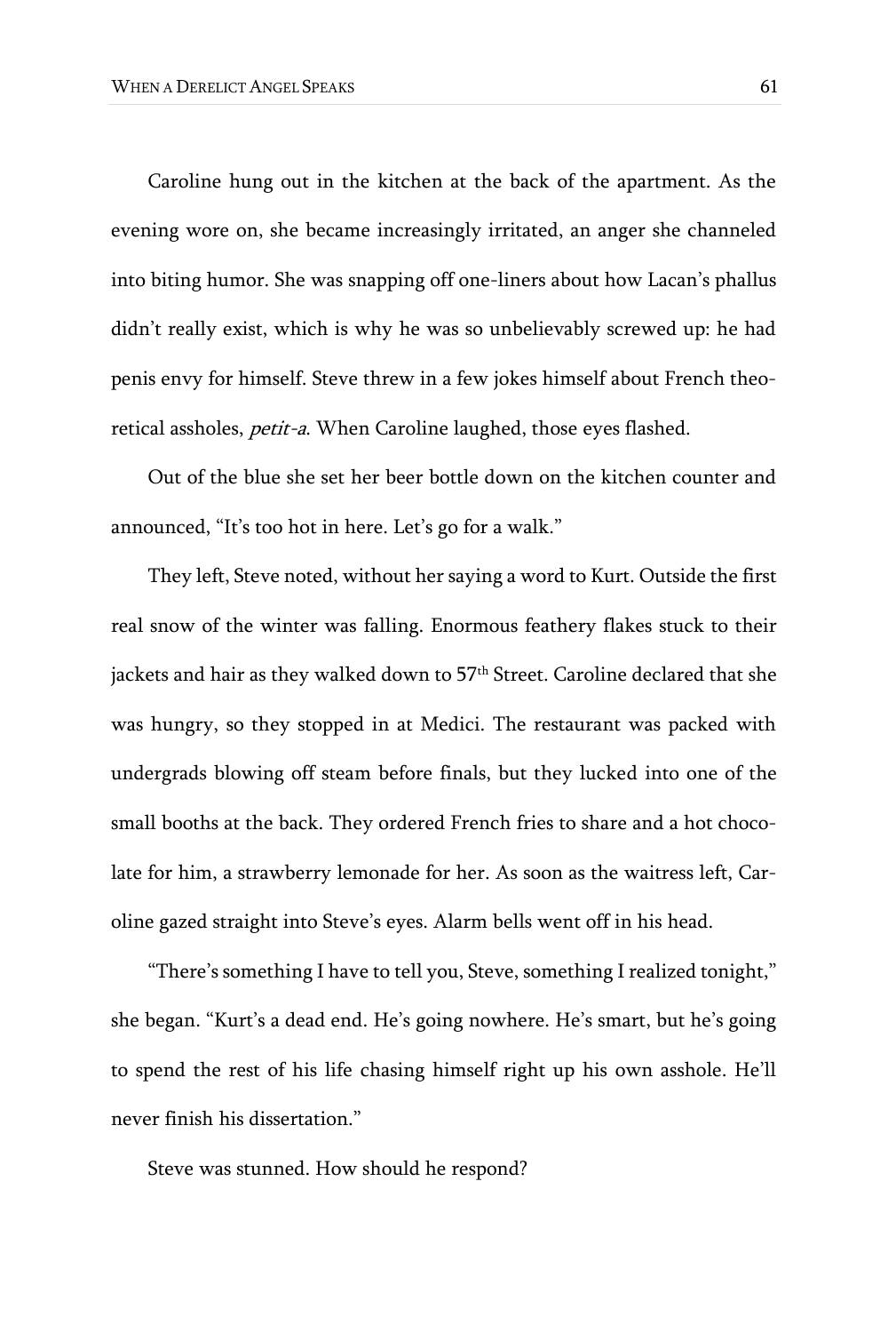Caroline hung out in the kitchen at the back of the apartment. As the evening wore on, she became increasingly irritated, an anger she channeled into biting humor. She was snapping off one-liners about how Lacan's phallus didn't really exist, which is why he was so unbelievably screwed up: he had penis envy for himself. Steve threw in a few jokes himself about French theoretical assholes, *petit-a*. When Caroline laughed, those eyes flashed.

Out of the blue she set her beer bottle down on the kitchen counter and announced, "It's too hot in here. Let's go for a walk."

They left, Steve noted, without her saying a word to Kurt. Outside the first real snow of the winter was falling. Enormous feathery flakes stuck to their jackets and hair as they walked down to 57th Street. Caroline declared that she was hungry, so they stopped in at Medici. The restaurant was packed with undergrads blowing off steam before finals, but they lucked into one of the small booths at the back. They ordered French fries to share and a hot chocolate for him, a strawberry lemonade for her. As soon as the waitress left, Caroline gazed straight into Steve's eyes. Alarm bells went off in his head.

"There's something I have to tell you, Steve, something I realized tonight," she began. "Kurt's a dead end. He's going nowhere. He's smart, but he's going to spend the rest of his life chasing himself right up his own asshole. He'll never finish his dissertation."

Steve was stunned. How should he respond?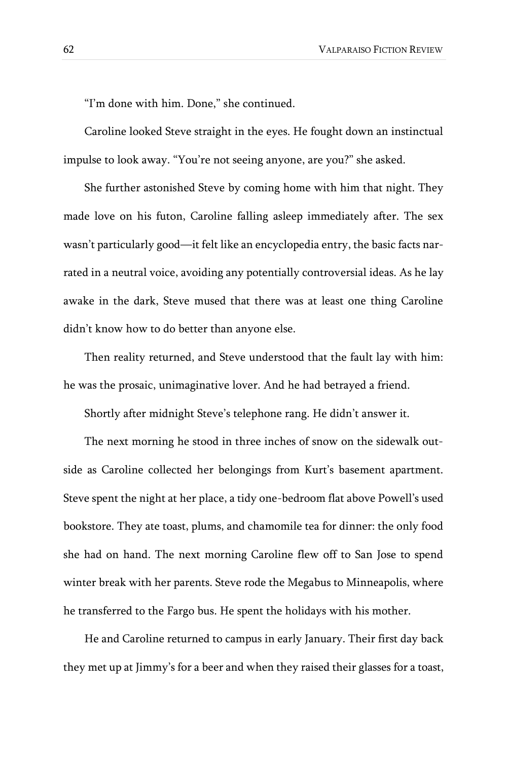"I'm done with him. Done," she continued.

Caroline looked Steve straight in the eyes. He fought down an instinctual impulse to look away. "You're not seeing anyone, are you?" she asked.

She further astonished Steve by coming home with him that night. They made love on his futon, Caroline falling asleep immediately after. The sex wasn't particularly good—it felt like an encyclopedia entry, the basic facts narrated in a neutral voice, avoiding any potentially controversial ideas. As he lay awake in the dark, Steve mused that there was at least one thing Caroline didn't know how to do better than anyone else.

Then reality returned, and Steve understood that the fault lay with him: he was the prosaic, unimaginative lover. And he had betrayed a friend.

Shortly after midnight Steve's telephone rang. He didn't answer it.

The next morning he stood in three inches of snow on the sidewalk outside as Caroline collected her belongings from Kurt's basement apartment. Steve spent the night at her place, a tidy one-bedroom flat above Powell's used bookstore. They ate toast, plums, and chamomile tea for dinner: the only food she had on hand. The next morning Caroline flew off to San Jose to spend winter break with her parents. Steve rode the Megabus to Minneapolis, where he transferred to the Fargo bus. He spent the holidays with his mother.

He and Caroline returned to campus in early January. Their first day back they met up at Jimmy's for a beer and when they raised their glasses for a toast,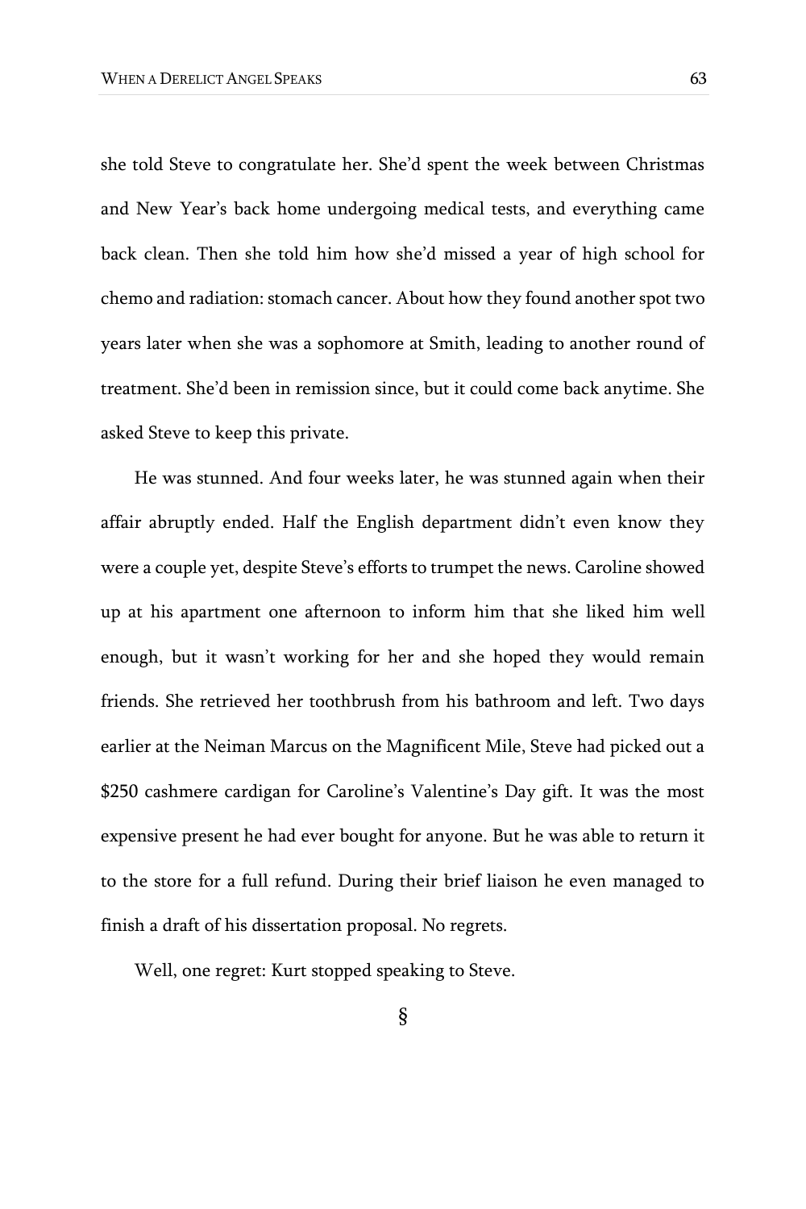she told Steve to congratulate her. She'd spent the week between Christmas and New Year's back home undergoing medical tests, and everything came back clean. Then she told him how she'd missed a year of high school for chemo and radiation: stomach cancer. About how they found another spot two years later when she was a sophomore at Smith, leading to another round of treatment. She'd been in remission since, but it could come back anytime. She asked Steve to keep this private.

He was stunned. And four weeks later, he was stunned again when their affair abruptly ended. Half the English department didn't even know they were a couple yet, despite Steve's efforts to trumpet the news. Caroline showed up at his apartment one afternoon to inform him that she liked him well enough, but it wasn't working for her and she hoped they would remain friends. She retrieved her toothbrush from his bathroom and left. Two days earlier at the Neiman Marcus on the Magnificent Mile, Steve had picked out a $250 cashmere cardigan for Caroline's Valentine's Day gift. It was the most expensive present he had ever bought for anyone. But he was able to return it to the store for a full refund. During their brief liaison he even managed to finish a draft of his dissertation proposal. No regrets.

Well, one regret: Kurt stopped speaking to Steve.

§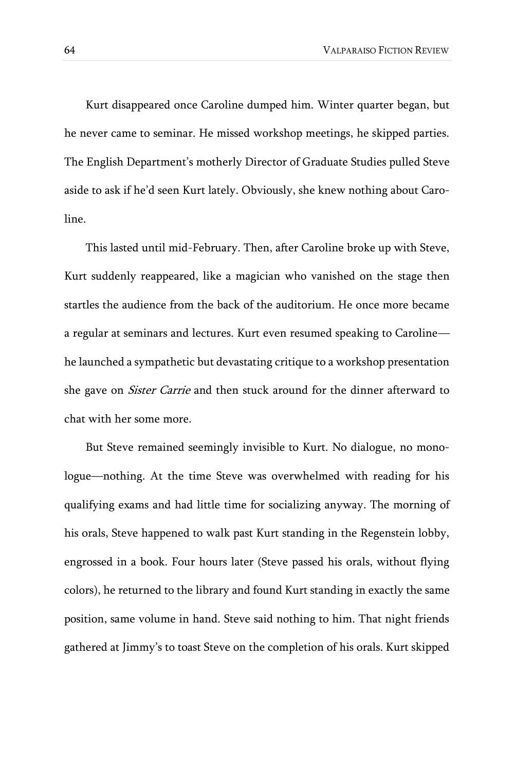Kurt disappeared once Caroline dumped him. Winter quarter began, but he never came to seminar. He missed workshop meetings, he skipped parties. The English Department's motherly Director of Graduate Studies pulled Steve aside to ask if he'd seen Kurt lately. Obviously, she knew nothing about Caroline.

This lasted until mid-February. Then, after Caroline broke up with Steve, Kurt suddenly reappeared, like a magician who vanished on the stage then startles the audience from the back of the auditorium. He once more became a regular at seminars and lectures. Kurt even resumed speaking to Caroline—he launched a sympathetic but devastating critique to a workshop presentation she gave on *Sister Carrie* and then stuck around for the dinner afterward to chat with her some more.

But Steve remained seemingly invisible to Kurt. No dialogue, no monologue—nothing. At the time Steve was overwhelmed with reading for his qualifying exams and had little time for socializing anyway. The morning of his orals, Steve happened to walk past Kurt standing in the Regenstein lobby, engrossed in a book. Four hours later (Steve passed his orals, without flying colors), he returned to the library and found Kurt standing in exactly the same position, same volume in hand. Steve said nothing to him. That night friends gathered at Jimmy's to toast Steve on the completion of his orals. Kurt skipped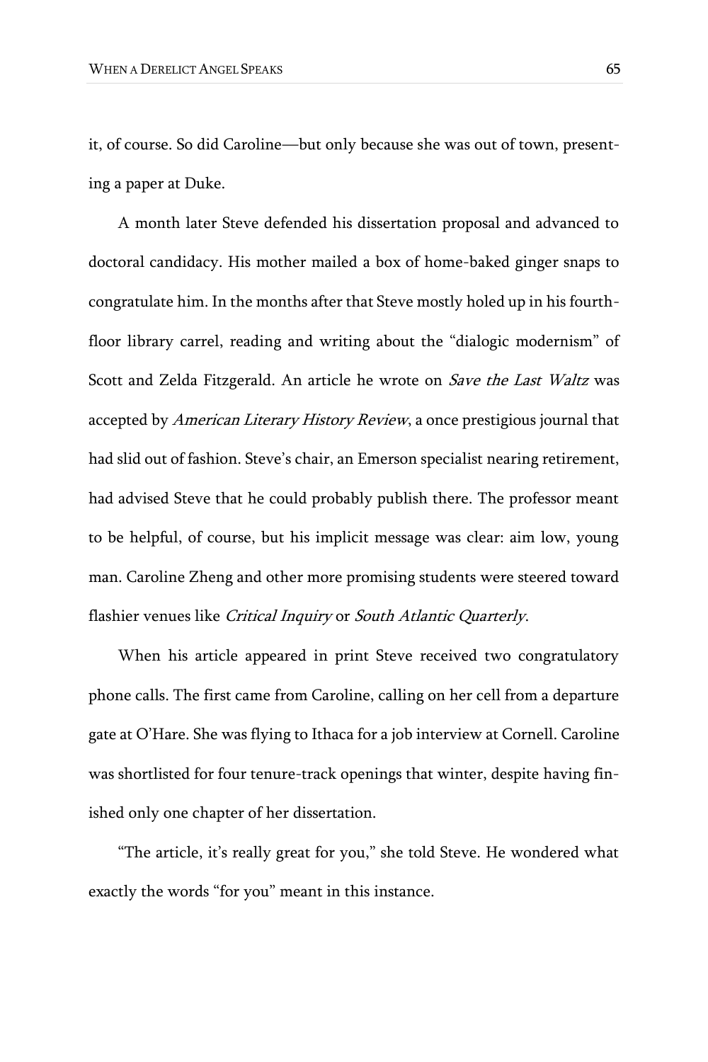it, of course. So did Caroline—but only because she was out of town, presenting a paper at Duke.

A month later Steve defended his dissertation proposal and advanced to doctoral candidacy. His mother mailed a box of home-baked ginger snaps to congratulate him. In the months after that Steve mostly holed up in his fourth-floor library carrel, reading and writing about the "dialogic modernism" of Scott and Zelda Fitzgerald. An article he wrote on *Save the Last Waltz* was accepted by *American Literary History Review*, a once prestigious journal that had slid out of fashion. Steve's chair, an Emerson specialist nearing retirement, had advised Steve that he could probably publish there. The professor meant to be helpful, of course, but his implicit message was clear: aim low, young man. Caroline Zheng and other more promising students were steered toward flashier venues like *Critical Inquiry* or *South Atlantic Quarterly*.

When his article appeared in print Steve received two congratulatory phone calls. The first came from Caroline, calling on her cell from a departure gate at O'Hare. She was flying to Ithaca for a job interview at Cornell. Caroline was shortlisted for four tenure-track openings that winter, despite having finished only one chapter of her dissertation.

"The article, it's really great for you," she told Steve. He wondered what exactly the words "for you" meant in this instance.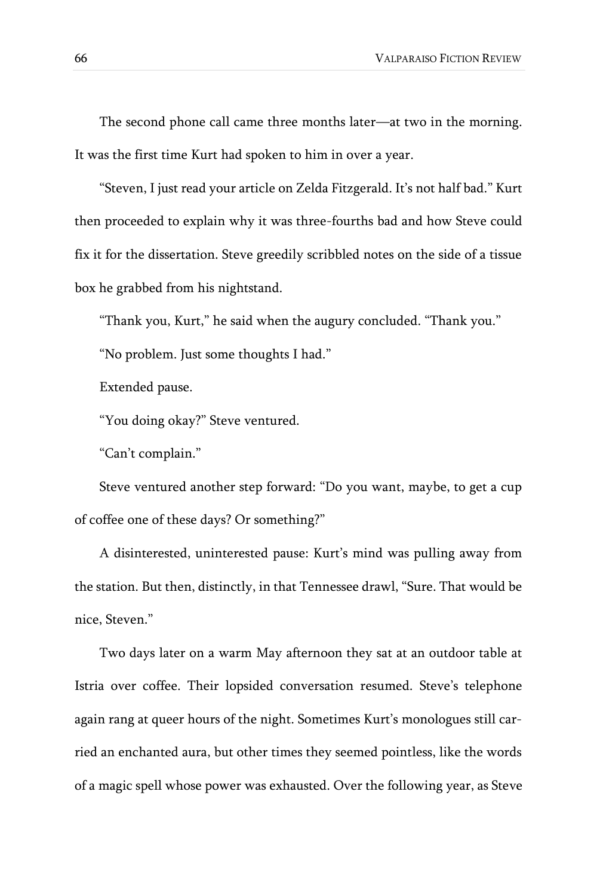The second phone call came three months later—at two in the morning. It was the first time Kurt had spoken to him in over a year.

"Steven, I just read your article on Zelda Fitzgerald. It's not half bad." Kurt then proceeded to explain why it was three-fourths bad and how Steve could fix it for the dissertation. Steve greedily scribbled notes on the side of a tissue box he grabbed from his nightstand.

"Thank you, Kurt," he said when the augury concluded. "Thank you."

"No problem. Just some thoughts I had."

Extended pause.

"You doing okay?" Steve ventured.

"Can't complain."

Steve ventured another step forward: "Do you want, maybe, to get a cup of coffee one of these days? Or something?"

A disinterested, uninterested pause: Kurt's mind was pulling away from the station. But then, distinctly, in that Tennessee drawl, "Sure. That would be nice, Steven."

Two days later on a warm May afternoon they sat at an outdoor table at Istria over coffee. Their lopsided conversation resumed. Steve's telephone again rang at queer hours of the night. Sometimes Kurt's monologues still carried an enchanted aura, but other times they seemed pointless, like the words of a magic spell whose power was exhausted. Over the following year, as Steve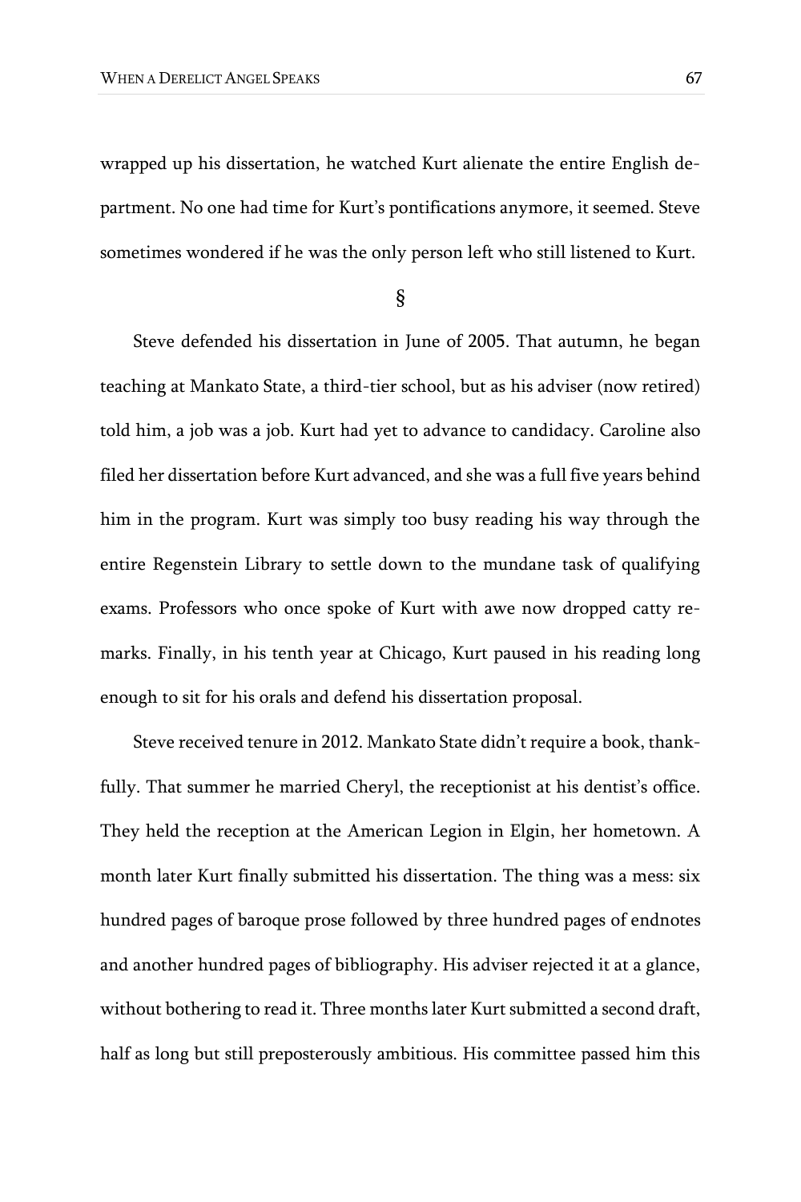wrapped up his dissertation, he watched Kurt alienate the entire English department. No one had time for Kurt's pontifications anymore, it seemed. Steve sometimes wondered if he was the only person left who still listened to Kurt.

§

Steve defended his dissertation in June of 2005. That autumn, he began teaching at Mankato State, a third-tier school, but as his adviser (now retired) told him, a job was a job. Kurt had yet to advance to candidacy. Caroline also filed her dissertation before Kurt advanced, and she was a full five years behind him in the program. Kurt was simply too busy reading his way through the entire Regenstein Library to settle down to the mundane task of qualifying exams. Professors who once spoke of Kurt with awe now dropped catty remarks. Finally, in his tenth year at Chicago, Kurt paused in his reading long enough to sit for his orals and defend his dissertation proposal.

Steve received tenure in 2012. Mankato State didn't require a book, thankfully. That summer he married Cheryl, the receptionist at his dentist's office. They held the reception at the American Legion in Elgin, her hometown. A month later Kurt finally submitted his dissertation. The thing was a mess: six hundred pages of baroque prose followed by three hundred pages of endnotes and another hundred pages of bibliography. His adviser rejected it at a glance, without bothering to read it. Three months later Kurt submitted a second draft, half as long but still preposterously ambitious. His committee passed him this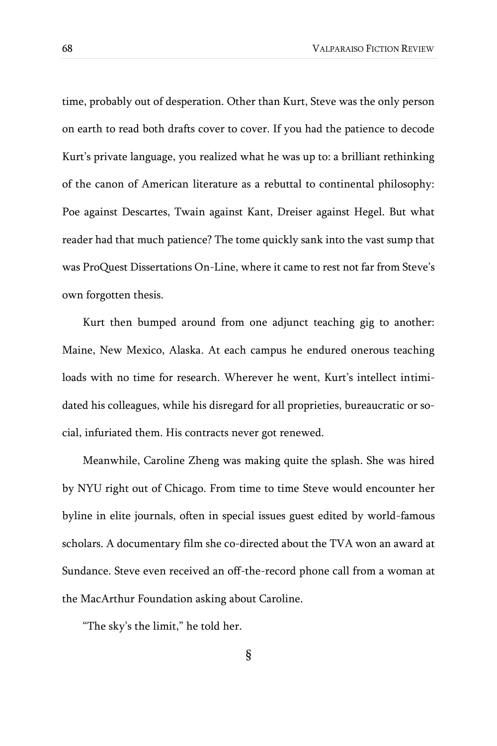time, probably out of desperation. Other than Kurt, Steve was the only person on earth to read both drafts cover to cover. If you had the patience to decode Kurt's private language, you realized what he was up to: a brilliant rethinking of the canon of American literature as a rebuttal to continental philosophy: Poe against Descartes, Twain against Kant, Dreiser against Hegel. But what reader had that much patience? The tome quickly sank into the vast sump that was ProQuest Dissertations On-Line, where it came to rest not far from Steve's own forgotten thesis.

Kurt then bumped around from one adjunct teaching gig to another: Maine, New Mexico, Alaska. At each campus he endured onerous teaching loads with no time for research. Wherever he went, Kurt's intellect intimidated his colleagues, while his disregard for all proprieties, bureaucratic or social, infuriated them. His contracts never got renewed.

Meanwhile, Caroline Zheng was making quite the splash. She was hired by NYU right out of Chicago. From time to time Steve would encounter her byline in elite journals, often in special issues guest edited by world-famous scholars. A documentary film she co-directed about the TVA won an award at Sundance. Steve even received an off-the-record phone call from a woman at the MacArthur Foundation asking about Caroline.

"The sky's the limit," he told her.

§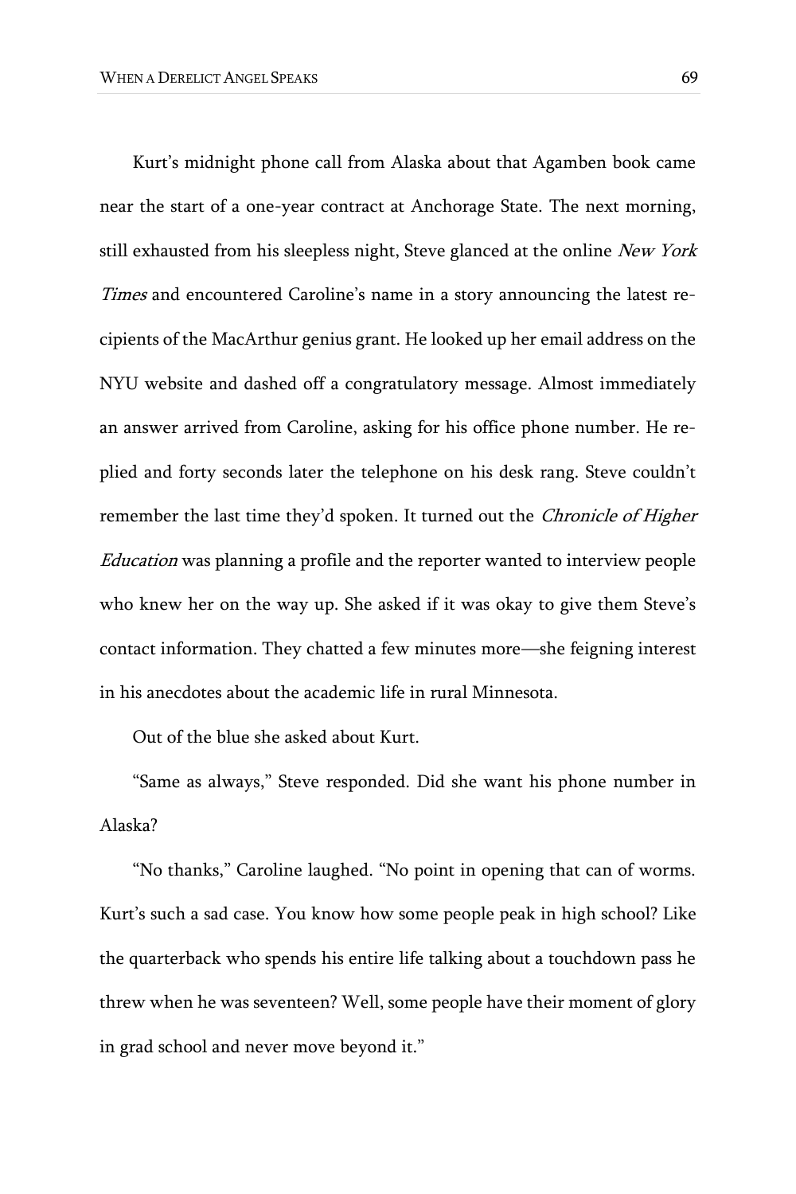Kurt's midnight phone call from Alaska about that Agamben book came near the start of a one-year contract at Anchorage State. The next morning, still exhausted from his sleepless night, Steve glanced at the online *New York Times* and encountered Caroline's name in a story announcing the latest recipients of the MacArthur genius grant. He looked up her email address on the NYU website and dashed off a congratulatory message. Almost immediately an answer arrived from Caroline, asking for his office phone number. He replied and forty seconds later the telephone on his desk rang. Steve couldn't remember the last time they'd spoken. It turned out the *Chronicle of Higher Education* was planning a profile and the reporter wanted to interview people who knew her on the way up. She asked if it was okay to give them Steve's contact information. They chatted a few minutes more—she feigning interest in his anecdotes about the academic life in rural Minnesota.

Out of the blue she asked about Kurt.

"Same as always," Steve responded. Did she want his phone number in Alaska?

"No thanks," Caroline laughed. "No point in opening that can of worms. Kurt's such a sad case. You know how some people peak in high school? Like the quarterback who spends his entire life talking about a touchdown pass he threw when he was seventeen? Well, some people have their moment of glory in grad school and never move beyond it."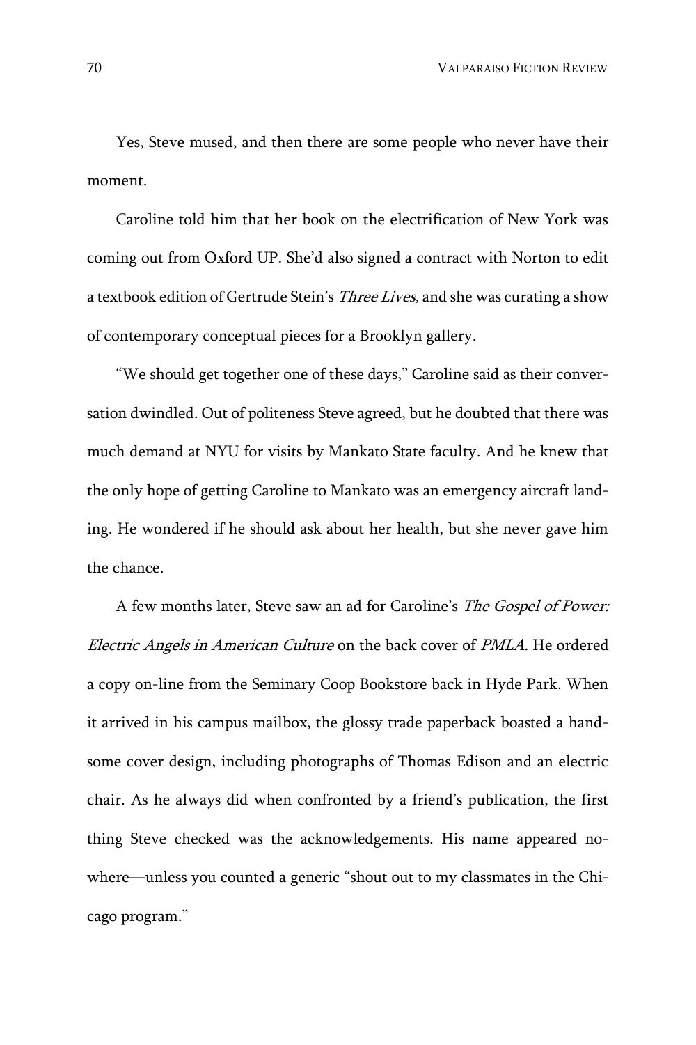Yes, Steve mused, and then there are some people who never have their moment.

Caroline told him that her book on the electrification of New York was coming out from Oxford UP. She'd also signed a contract with Norton to edit a textbook edition of Gertrude Stein's *Three Lives,* and she was curating a show of contemporary conceptual pieces for a Brooklyn gallery.

"We should get together one of these days," Caroline said as their conversation dwindled. Out of politeness Steve agreed, but he doubted that there was much demand at NYU for visits by Mankato State faculty. And he knew that the only hope of getting Caroline to Mankato was an emergency aircraft landing. He wondered if he should ask about her health, but she never gave him the chance.

A few months later, Steve saw an ad for Caroline's *The Gospel of Power: Electric Angels in American Culture* on the back cover of *PMLA*. He ordered a copy on-line from the Seminary Coop Bookstore back in Hyde Park. When it arrived in his campus mailbox, the glossy trade paperback boasted a handsome cover design, including photographs of Thomas Edison and an electric chair. As he always did when confronted by a friend's publication, the first thing Steve checked was the acknowledgements. His name appeared nowhere—unless you counted a generic "shout out to my classmates in the Chicago program."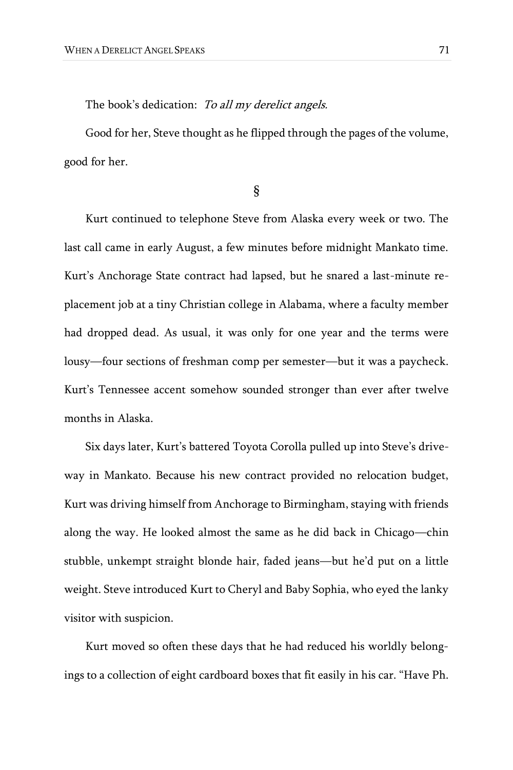The book's dedication: *To all my derelict angels.*

Good for her, Steve thought as he flipped through the pages of the volume, good for her.

§

Kurt continued to telephone Steve from Alaska every week or two. The last call came in early August, a few minutes before midnight Mankato time. Kurt's Anchorage State contract had lapsed, but he snared a last-minute replacement job at a tiny Christian college in Alabama, where a faculty member had dropped dead. As usual, it was only for one year and the terms were lousy—four sections of freshman comp per semester—but it was a paycheck. Kurt's Tennessee accent somehow sounded stronger than ever after twelve months in Alaska.

Six days later, Kurt's battered Toyota Corolla pulled up into Steve's driveway in Mankato. Because his new contract provided no relocation budget, Kurt was driving himself from Anchorage to Birmingham, staying with friends along the way. He looked almost the same as he did back in Chicago—chin stubble, unkempt straight blonde hair, faded jeans—but he'd put on a little weight. Steve introduced Kurt to Cheryl and Baby Sophia, who eyed the lanky visitor with suspicion.

Kurt moved so often these days that he had reduced his worldly belongings to a collection of eight cardboard boxes that fit easily in his car. "Have Ph.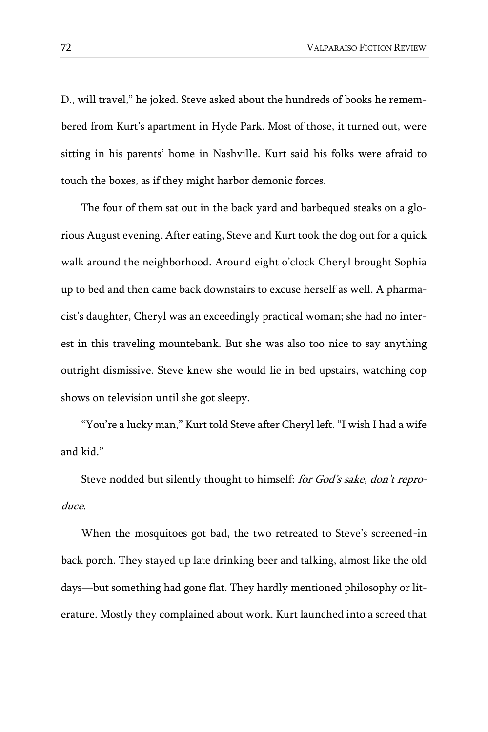D., will travel," he joked. Steve asked about the hundreds of books he remembered from Kurt's apartment in Hyde Park. Most of those, it turned out, were sitting in his parents' home in Nashville. Kurt said his folks were afraid to touch the boxes, as if they might harbor demonic forces.

The four of them sat out in the back yard and barbequed steaks on a glorious August evening. After eating, Steve and Kurt took the dog out for a quick walk around the neighborhood. Around eight o'clock Cheryl brought Sophia up to bed and then came back downstairs to excuse herself as well. A pharmacist's daughter, Cheryl was an exceedingly practical woman; she had no interest in this traveling mountebank. But she was also too nice to say anything outright dismissive. Steve knew she would lie in bed upstairs, watching cop shows on television until she got sleepy.

"You're a lucky man," Kurt told Steve after Cheryl left. "I wish I had a wife and kid."

Steve nodded but silently thought to himself: *for God's sake, don't reproduce*.

When the mosquitoes got bad, the two retreated to Steve's screened-in back porch. They stayed up late drinking beer and talking, almost like the old days—but something had gone flat. They hardly mentioned philosophy or literature. Mostly they complained about work. Kurt launched into a screed that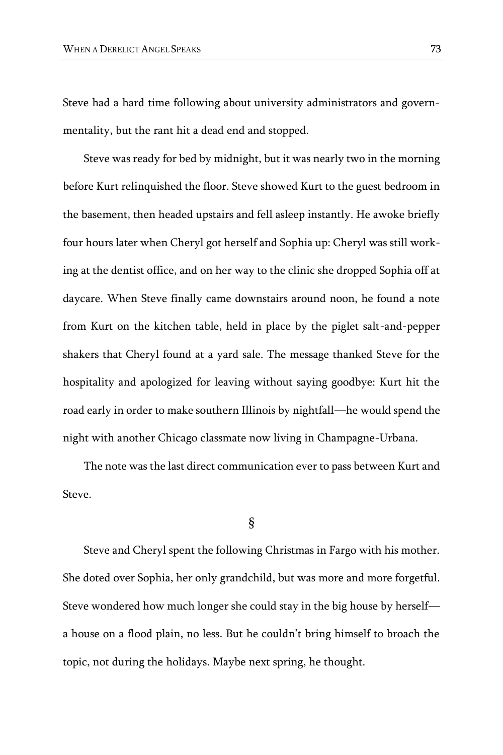Steve had a hard time following about university administrators and governmentality, but the rant hit a dead end and stopped.

Steve was ready for bed by midnight, but it was nearly two in the morning before Kurt relinquished the floor. Steve showed Kurt to the guest bedroom in the basement, then headed upstairs and fell asleep instantly. He awoke briefly four hours later when Cheryl got herself and Sophia up: Cheryl was still working at the dentist office, and on her way to the clinic she dropped Sophia off at daycare. When Steve finally came downstairs around noon, he found a note from Kurt on the kitchen table, held in place by the piglet salt-and-pepper shakers that Cheryl found at a yard sale. The message thanked Steve for the hospitality and apologized for leaving without saying goodbye: Kurt hit the road early in order to make southern Illinois by nightfall—he would spend the night with another Chicago classmate now living in Champagne-Urbana.

The note was the last direct communication ever to pass between Kurt and Steve.

§

Steve and Cheryl spent the following Christmas in Fargo with his mother. She doted over Sophia, her only grandchild, but was more and more forgetful. Steve wondered how much longer she could stay in the big house by herself—a house on a flood plain, no less. But he couldn't bring himself to broach the topic, not during the holidays. Maybe next spring, he thought.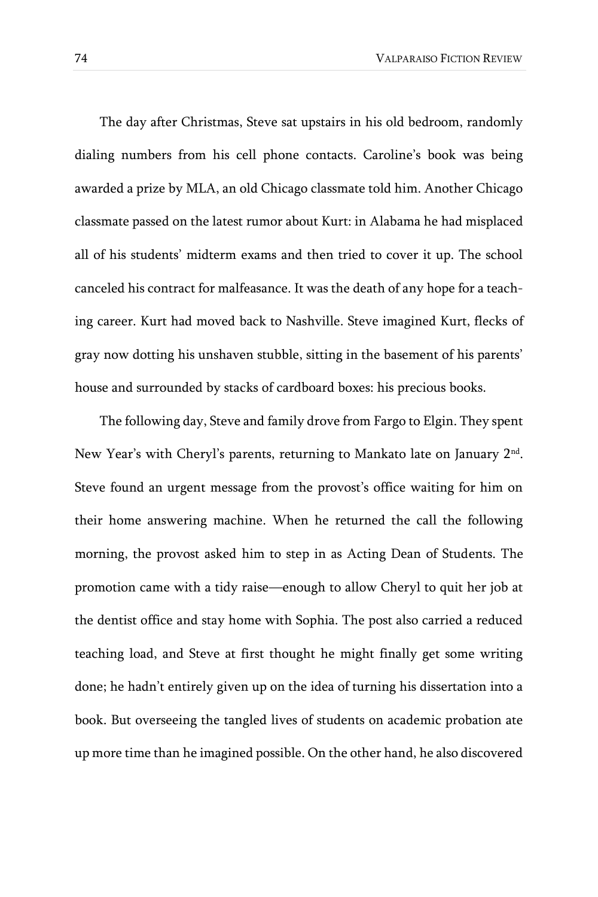The day after Christmas, Steve sat upstairs in his old bedroom, randomly dialing numbers from his cell phone contacts. Caroline's book was being awarded a prize by MLA, an old Chicago classmate told him. Another Chicago classmate passed on the latest rumor about Kurt: in Alabama he had misplaced all of his students' midterm exams and then tried to cover it up. The school canceled his contract for malfeasance. It was the death of any hope for a teaching career. Kurt had moved back to Nashville. Steve imagined Kurt, flecks of gray now dotting his unshaven stubble, sitting in the basement of his parents' house and surrounded by stacks of cardboard boxes: his precious books.

The following day, Steve and family drove from Fargo to Elgin. They spent New Year's with Cheryl's parents, returning to Mankato late on January 2nd. Steve found an urgent message from the provost's office waiting for him on their home answering machine. When he returned the call the following morning, the provost asked him to step in as Acting Dean of Students. The promotion came with a tidy raise—enough to allow Cheryl to quit her job at the dentist office and stay home with Sophia. The post also carried a reduced teaching load, and Steve at first thought he might finally get some writing done; he hadn't entirely given up on the idea of turning his dissertation into a book. But overseeing the tangled lives of students on academic probation ate up more time than he imagined possible. On the other hand, he also discovered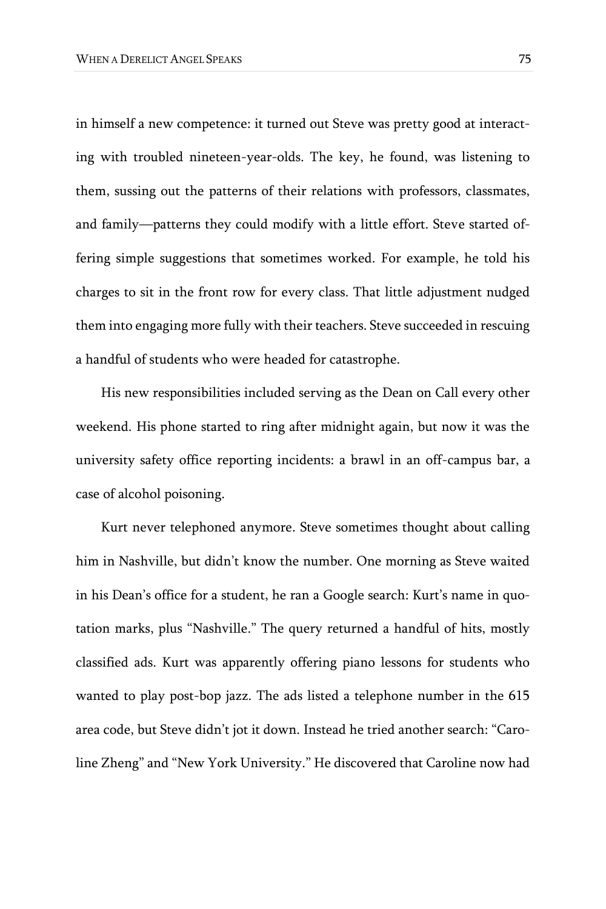in himself a new competence: it turned out Steve was pretty good at interacting with troubled nineteen-year-olds. The key, he found, was listening to them, sussing out the patterns of their relations with professors, classmates, and family—patterns they could modify with a little effort. Steve started offering simple suggestions that sometimes worked. For example, he told his charges to sit in the front row for every class. That little adjustment nudged them into engaging more fully with their teachers. Steve succeeded in rescuing a handful of students who were headed for catastrophe.

His new responsibilities included serving as the Dean on Call every other weekend. His phone started to ring after midnight again, but now it was the university safety office reporting incidents: a brawl in an off-campus bar, a case of alcohol poisoning.

Kurt never telephoned anymore. Steve sometimes thought about calling him in Nashville, but didn't know the number. One morning as Steve waited in his Dean's office for a student, he ran a Google search: Kurt's name in quotation marks, plus "Nashville." The query returned a handful of hits, mostly classified ads. Kurt was apparently offering piano lessons for students who wanted to play post-bop jazz. The ads listed a telephone number in the 615 area code, but Steve didn't jot it down. Instead he tried another search: "Caroline Zheng" and "New York University." He discovered that Caroline now had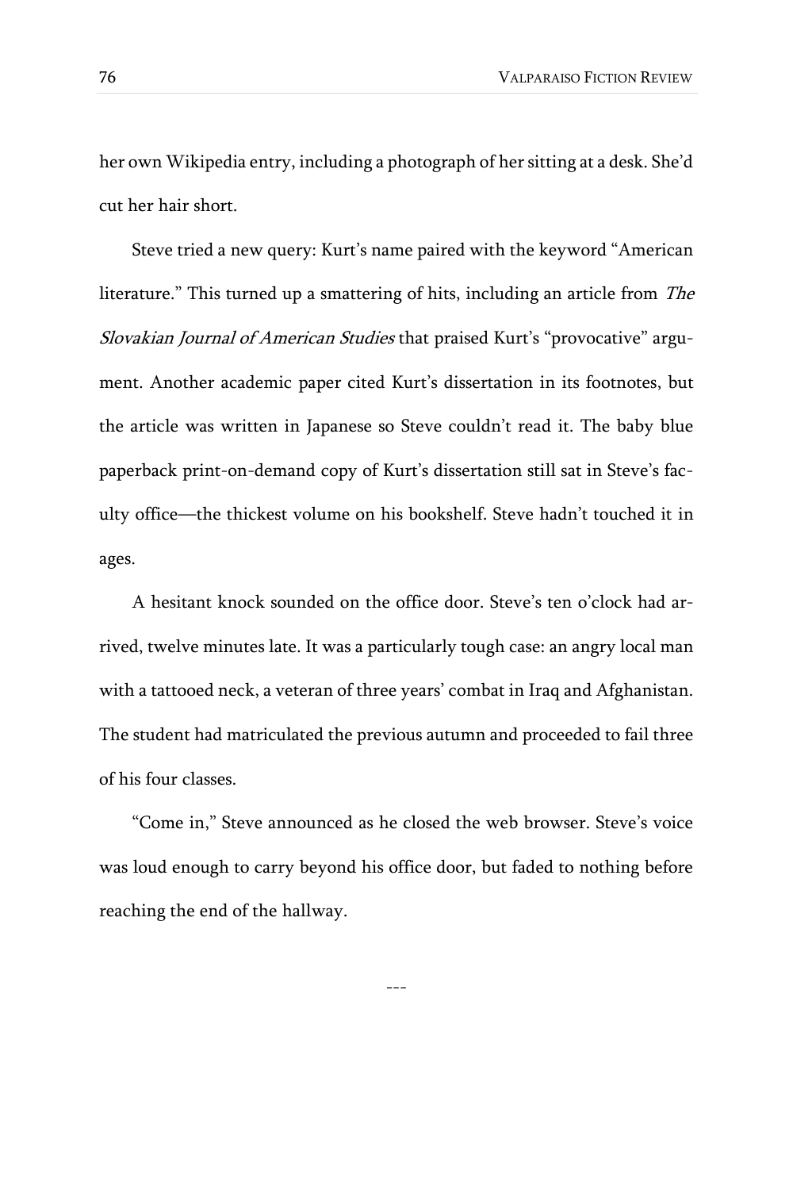her own Wikipedia entry, including a photograph of her sitting at a desk. She'd cut her hair short.

Steve tried a new query: Kurt's name paired with the keyword "American literature." This turned up a smattering of hits, including an article from *The Slovakian Journal of American Studies* that praised Kurt's "provocative" argument. Another academic paper cited Kurt's dissertation in its footnotes, but the article was written in Japanese so Steve couldn't read it. The baby blue paperback print-on-demand copy of Kurt's dissertation still sat in Steve's faculty office—the thickest volume on his bookshelf. Steve hadn't touched it in ages.

A hesitant knock sounded on the office door. Steve's ten o'clock had arrived, twelve minutes late. It was a particularly tough case: an angry local man with a tattooed neck, a veteran of three years' combat in Iraq and Afghanistan. The student had matriculated the previous autumn and proceeded to fail three of his four classes.

"Come in," Steve announced as he closed the web browser. Steve's voice was loud enough to carry beyond his office door, but faded to nothing before reaching the end of the hallway.

---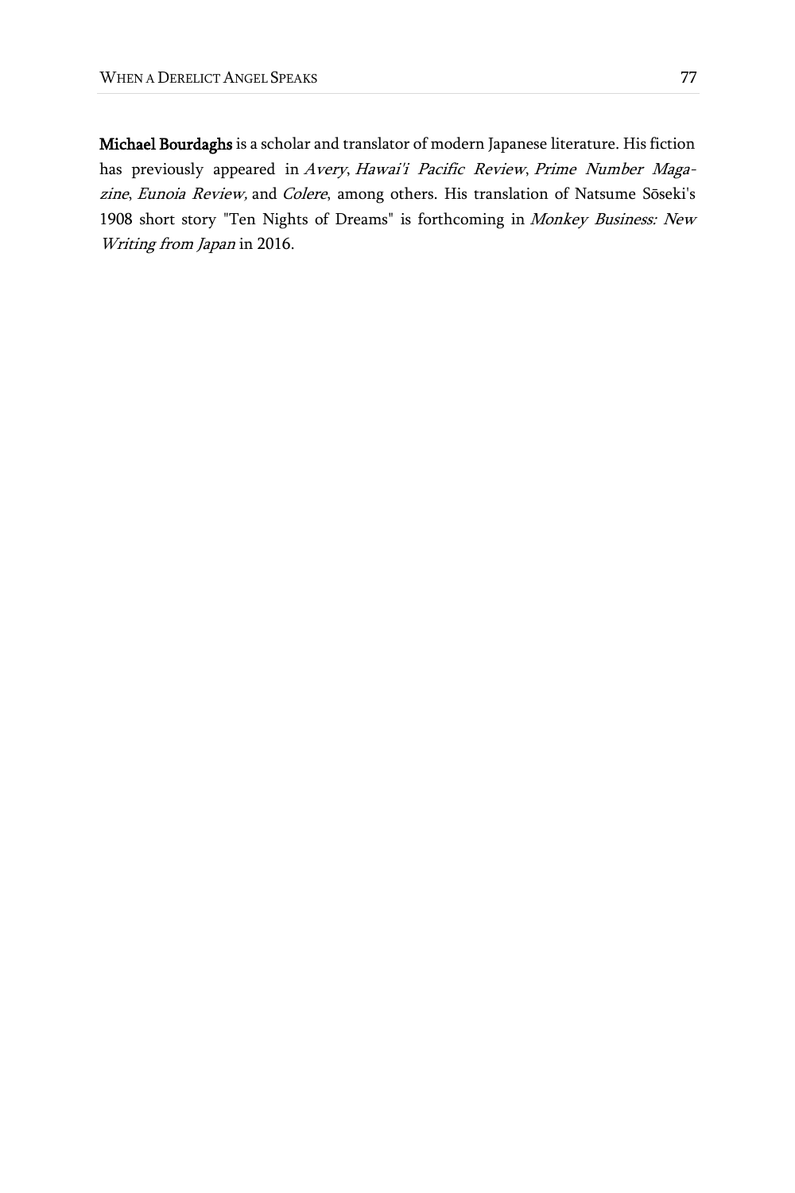**Michael Bourdaghs** is a scholar and translator of modern Japanese literature. His fiction has previously appeared in *Avery*, *Hawai'i Pacific Review*, *Prime Number Magazine*, *Eunoia Review,* and *Colere*, among others. His translation of Natsume Sōseki's 1908 short story "Ten Nights of Dreams" is forthcoming in *Monkey Business: New Writing from Japan* in 2016.